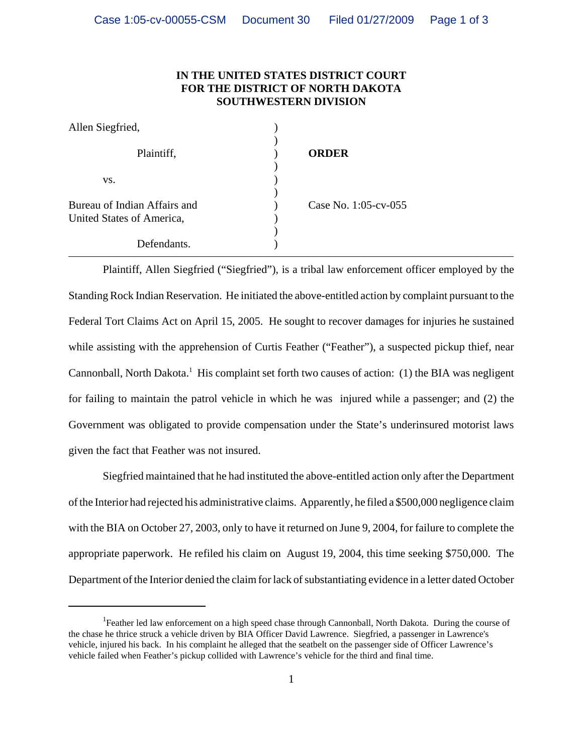**IN THE UNITED STATES DISTRICT COURT**
**FOR THE DISTRICT OF NORTH DAKOTA**
**SOUTHWESTERN DIVISION**

| | | |
|---|---|---|
| Allen Siegfried, | ) | |
| | ) | |
| Plaintiff, | ) | **ORDER** |
| | ) | |
| vs. | ) | |
| | ) | |
| Bureau of Indian Affairs and United States of America, | ) | Case No. 1:05-cv-055 |
| | ) | |
| Defendants. | ) | |

Plaintiff, Allen Siegfried ("Siegfried"), is a tribal law enforcement officer employed by the Standing Rock Indian Reservation. He initiated the above-entitled action by complaint pursuant to the Federal Tort Claims Act on April 15, 2005. He sought to recover damages for injuries he sustained while assisting with the apprehension of Curtis Feather ("Feather"), a suspected pickup thief, near Cannonball, North Dakota.[1] His complaint set forth two causes of action: (1) the BIA was negligent for failing to maintain the patrol vehicle in which he was injured while a passenger; and (2) the Government was obligated to provide compensation under the State's underinsured motorist laws given the fact that Feather was not insured.

Siegfried maintained that he had instituted the above-entitled action only after the Department of the Interior had rejected his administrative claims. Apparently, he filed a $500,000 negligence claim with the BIA on October 27, 2003, only to have it returned on June 9, 2004, for failure to complete the appropriate paperwork. He refiled his claim on August 19, 2004, this time seeking $750,000. The Department of the Interior denied the claim for lack of substantiating evidence in a letter dated October

---

[1] Feather led law enforcement on a high speed chase through Cannonball, North Dakota. During the course of the chase he thrice struck a vehicle driven by BIA Officer David Lawrence. Siegfried, a passenger in Lawrence's vehicle, injured his back. In his complaint he alleged that the seatbelt on the passenger side of Officer Lawrence's vehicle failed when Feather's pickup collided with Lawrence's vehicle for the third and final time.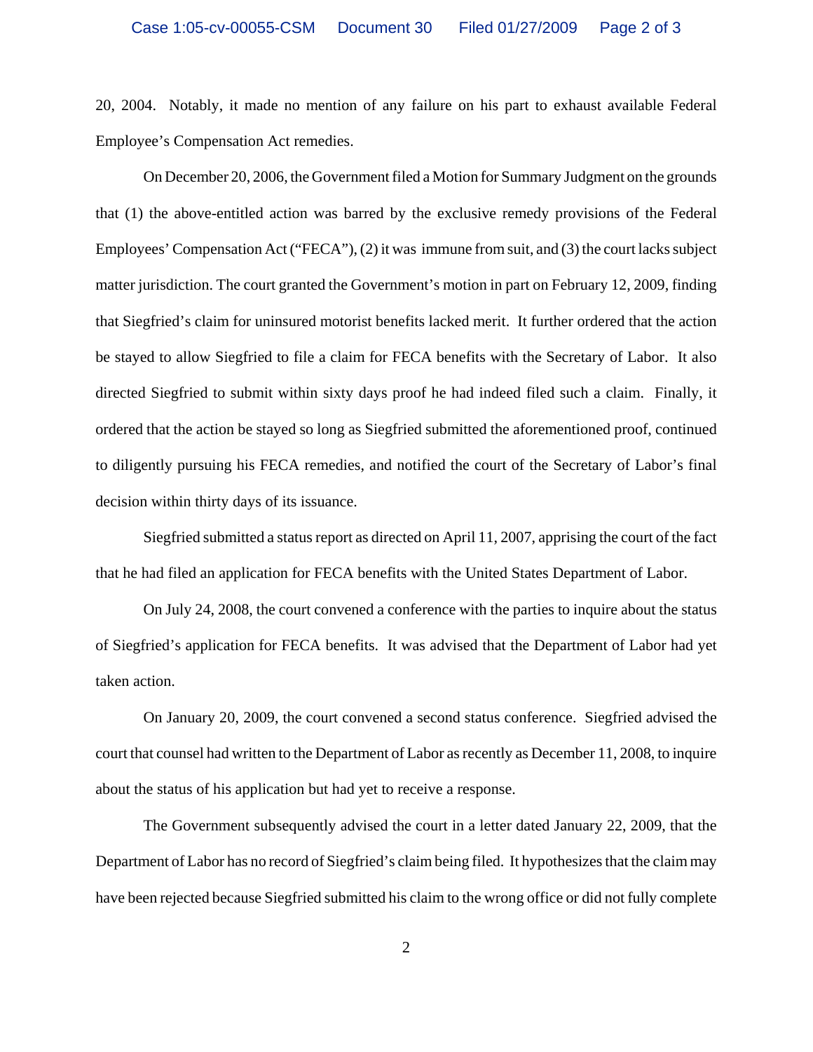20, 2004. Notably, it made no mention of any failure on his part to exhaust available Federal Employee's Compensation Act remedies.

On December 20, 2006, the Government filed a Motion for Summary Judgment on the grounds that (1) the above-entitled action was barred by the exclusive remedy provisions of the Federal Employees' Compensation Act ("FECA"), (2) it was immune from suit, and (3) the court lacks subject matter jurisdiction. The court granted the Government's motion in part on February 12, 2009, finding that Siegfried's claim for uninsured motorist benefits lacked merit. It further ordered that the action be stayed to allow Siegfried to file a claim for FECA benefits with the Secretary of Labor. It also directed Siegfried to submit within sixty days proof he had indeed filed such a claim. Finally, it ordered that the action be stayed so long as Siegfried submitted the aforementioned proof, continued to diligently pursuing his FECA remedies, and notified the court of the Secretary of Labor's final decision within thirty days of its issuance.

Siegfried submitted a status report as directed on April 11, 2007, apprising the court of the fact that he had filed an application for FECA benefits with the United States Department of Labor.

On July 24, 2008, the court convened a conference with the parties to inquire about the status of Siegfried's application for FECA benefits. It was advised that the Department of Labor had yet taken action.

On January 20, 2009, the court convened a second status conference. Siegfried advised the court that counsel had written to the Department of Labor as recently as December 11, 2008, to inquire about the status of his application but had yet to receive a response.

The Government subsequently advised the court in a letter dated January 22, 2009, that the Department of Labor has no record of Siegfried's claim being filed. It hypothesizes that the claim may have been rejected because Siegfried submitted his claim to the wrong office or did not fully complete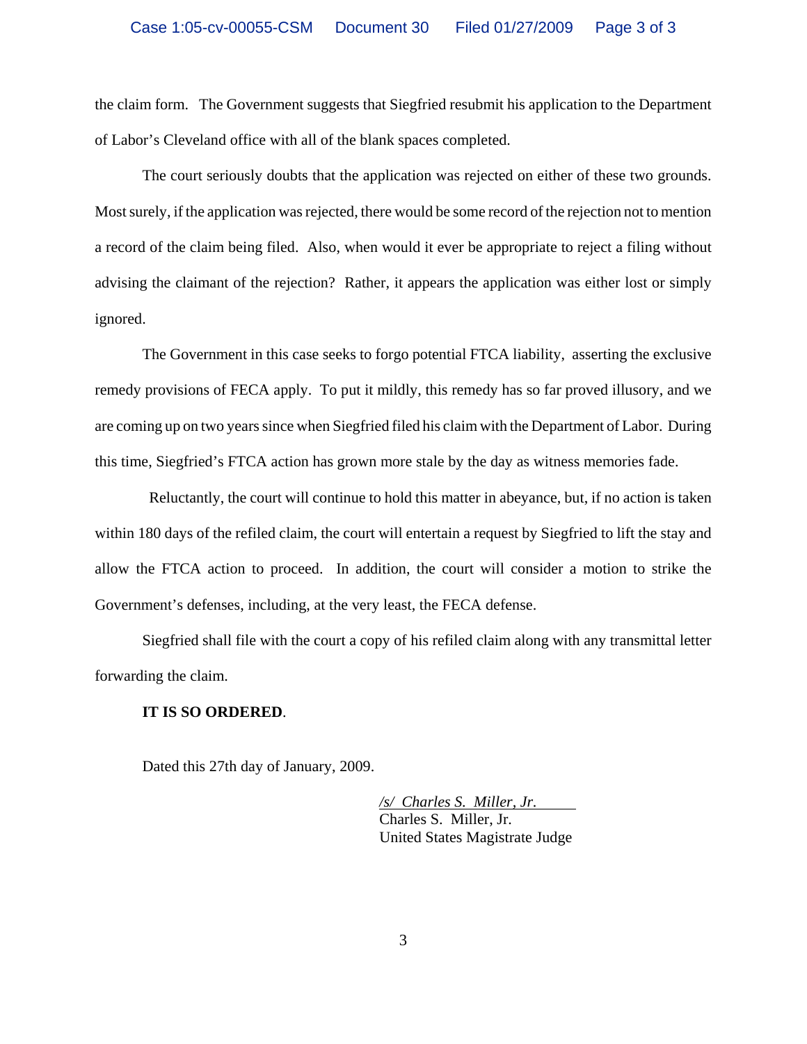the claim form. The Government suggests that Siegfried resubmit his application to the Department of Labor's Cleveland office with all of the blank spaces completed.

The court seriously doubts that the application was rejected on either of these two grounds. Most surely, if the application was rejected, there would be some record of the rejection not to mention a record of the claim being filed. Also, when would it ever be appropriate to reject a filing without advising the claimant of the rejection? Rather, it appears the application was either lost or simply ignored.

The Government in this case seeks to forgo potential FTCA liability, asserting the exclusive remedy provisions of FECA apply. To put it mildly, this remedy has so far proved illusory, and we are coming up on two years since when Siegfried filed his claim with the Department of Labor. During this time, Siegfried's FTCA action has grown more stale by the day as witness memories fade.

Reluctantly, the court will continue to hold this matter in abeyance, but, if no action is taken within 180 days of the refiled claim, the court will entertain a request by Siegfried to lift the stay and allow the FTCA action to proceed. In addition, the court will consider a motion to strike the Government's defenses, including, at the very least, the FECA defense.

Siegfried shall file with the court a copy of his refiled claim along with any transmittal letter forwarding the claim.

**IT IS SO ORDERED**.

Dated this 27th day of January, 2009.

*/s/ Charles S. Miller, Jr.*
Charles S. Miller, Jr.
United States Magistrate Judge